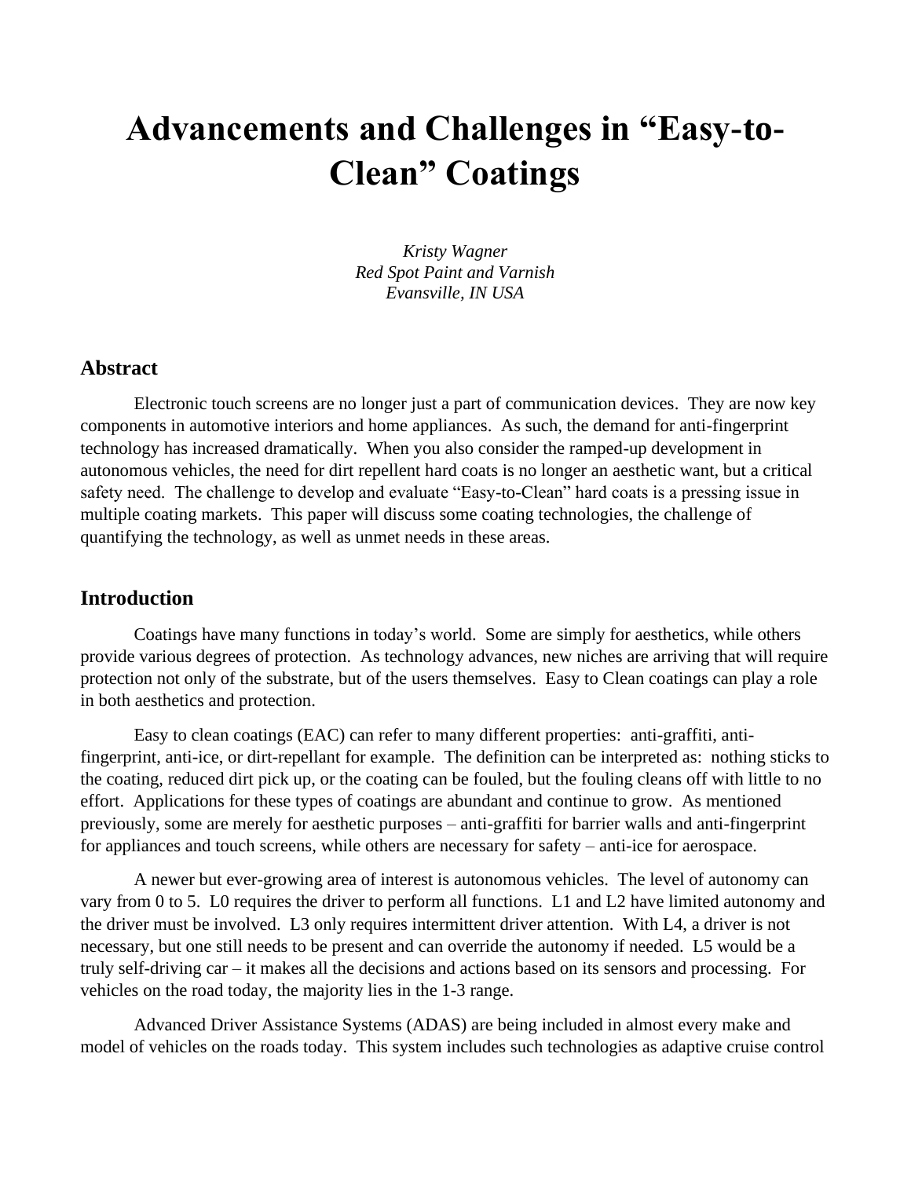# Advancements and Challenges in "Easy-to-Clean" Coatings

*Kristy Wagner*
*Red Spot Paint and Varnish*
*Evansville, IN USA*

## Abstract

Electronic touch screens are no longer just a part of communication devices. They are now key components in automotive interiors and home appliances. As such, the demand for anti-fingerprint technology has increased dramatically. When you also consider the ramped-up development in autonomous vehicles, the need for dirt repellent hard coats is no longer an aesthetic want, but a critical safety need. The challenge to develop and evaluate "Easy-to-Clean" hard coats is a pressing issue in multiple coating markets. This paper will discuss some coating technologies, the challenge of quantifying the technology, as well as unmet needs in these areas.

## Introduction

Coatings have many functions in today's world. Some are simply for aesthetics, while others provide various degrees of protection. As technology advances, new niches are arriving that will require protection not only of the substrate, but of the users themselves. Easy to Clean coatings can play a role in both aesthetics and protection.

Easy to clean coatings (EAC) can refer to many different properties: anti-graffiti, anti-fingerprint, anti-ice, or dirt-repellant for example. The definition can be interpreted as: nothing sticks to the coating, reduced dirt pick up, or the coating can be fouled, but the fouling cleans off with little to no effort. Applications for these types of coatings are abundant and continue to grow. As mentioned previously, some are merely for aesthetic purposes – anti-graffiti for barrier walls and anti-fingerprint for appliances and touch screens, while others are necessary for safety – anti-ice for aerospace.

A newer but ever-growing area of interest is autonomous vehicles. The level of autonomy can vary from 0 to 5. L0 requires the driver to perform all functions. L1 and L2 have limited autonomy and the driver must be involved. L3 only requires intermittent driver attention. With L4, a driver is not necessary, but one still needs to be present and can override the autonomy if needed. L5 would be a truly self-driving car – it makes all the decisions and actions based on its sensors and processing. For vehicles on the road today, the majority lies in the 1-3 range.

Advanced Driver Assistance Systems (ADAS) are being included in almost every make and model of vehicles on the roads today. This system includes such technologies as adaptive cruise control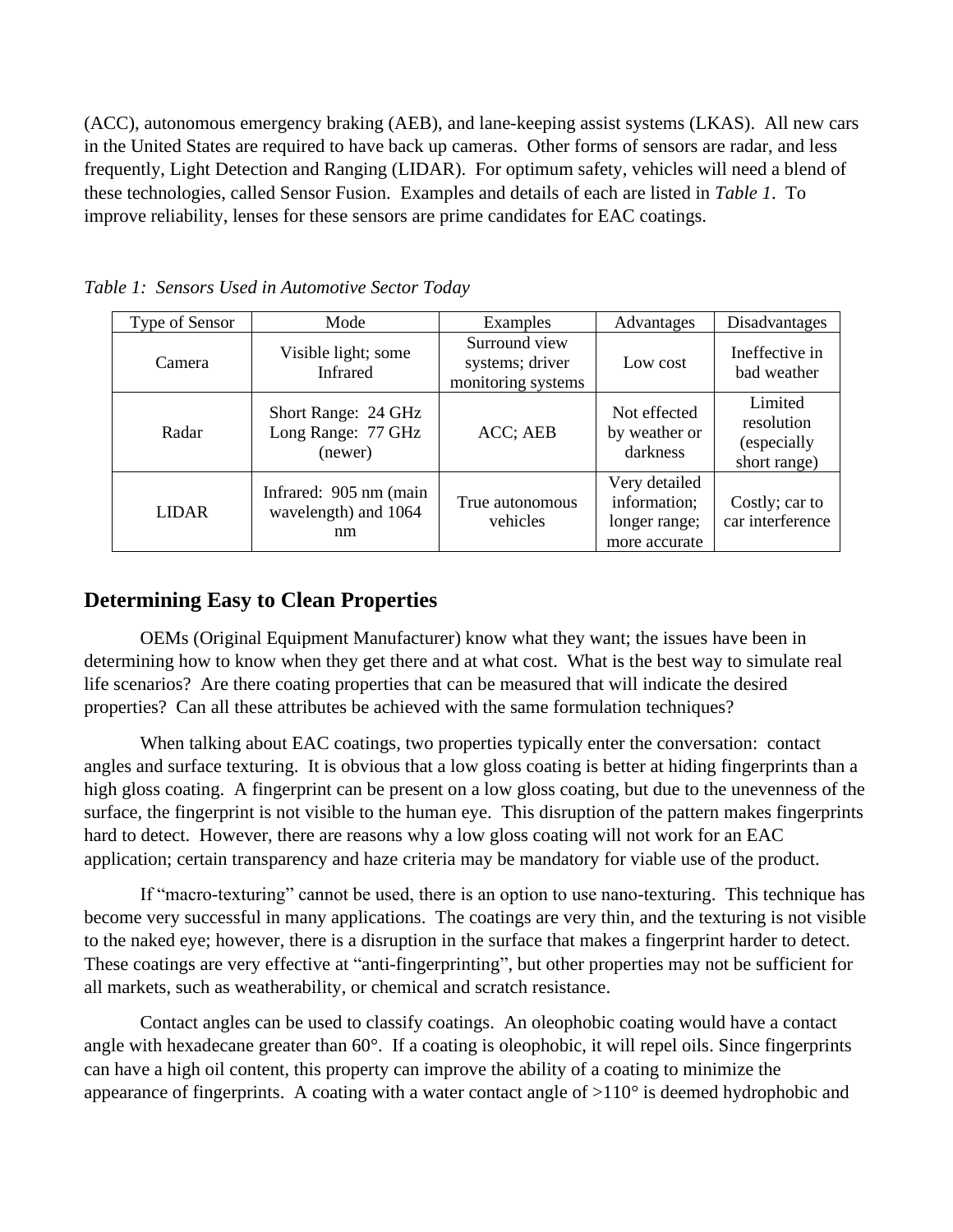(ACC), autonomous emergency braking (AEB), and lane-keeping assist systems (LKAS). All new cars in the United States are required to have back up cameras. Other forms of sensors are radar, and less frequently, Light Detection and Ranging (LIDAR). For optimum safety, vehicles will need a blend of these technologies, called Sensor Fusion. Examples and details of each are listed in *Table 1*. To improve reliability, lenses for these sensors are prime candidates for EAC coatings.

*Table 1: Sensors Used in Automotive Sector Today*

| Type of Sensor | Mode | Examples | Advantages | Disadvantages |
|---|---|---|---|---|
| Camera | Visible light; some Infrared | Surround view systems; driver monitoring systems | Low cost | Ineffective in bad weather |
| Radar | Short Range: 24 GHz Long Range: 77 GHz (newer) | ACC; AEB | Not effected by weather or darkness | Limited resolution (especially short range) |
| LIDAR | Infrared: 905 nm (main wavelength) and 1064 nm | True autonomous vehicles | Very detailed information; longer range; more accurate | Costly; car to car interference |

## Determining Easy to Clean Properties

OEMs (Original Equipment Manufacturer) know what they want; the issues have been in determining how to know when they get there and at what cost. What is the best way to simulate real life scenarios? Are there coating properties that can be measured that will indicate the desired properties? Can all these attributes be achieved with the same formulation techniques?

When talking about EAC coatings, two properties typically enter the conversation: contact angles and surface texturing. It is obvious that a low gloss coating is better at hiding fingerprints than a high gloss coating. A fingerprint can be present on a low gloss coating, but due to the unevenness of the surface, the fingerprint is not visible to the human eye. This disruption of the pattern makes fingerprints hard to detect. However, there are reasons why a low gloss coating will not work for an EAC application; certain transparency and haze criteria may be mandatory for viable use of the product.

If "macro-texturing" cannot be used, there is an option to use nano-texturing. This technique has become very successful in many applications. The coatings are very thin, and the texturing is not visible to the naked eye; however, there is a disruption in the surface that makes a fingerprint harder to detect. These coatings are very effective at "anti-fingerprinting", but other properties may not be sufficient for all markets, such as weatherability, or chemical and scratch resistance.

Contact angles can be used to classify coatings. An oleophobic coating would have a contact angle with hexadecane greater than 60°. If a coating is oleophobic, it will repel oils. Since fingerprints can have a high oil content, this property can improve the ability of a coating to minimize the appearance of fingerprints. A coating with a water contact angle of >110° is deemed hydrophobic and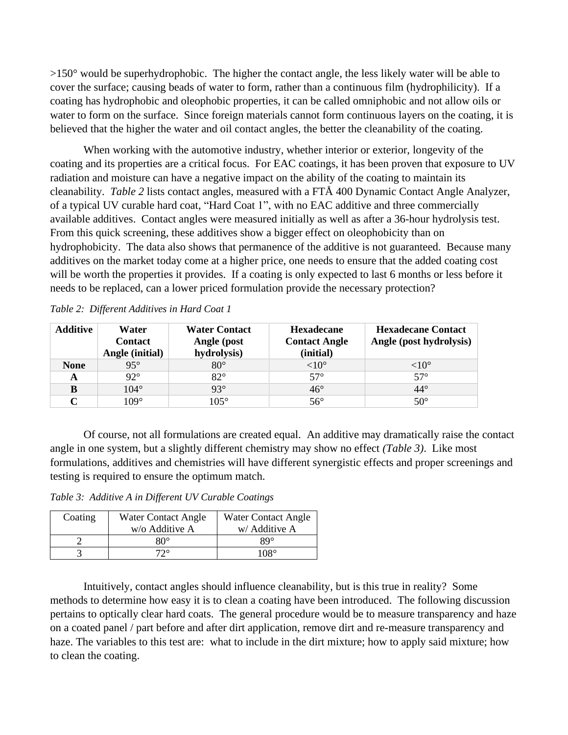>150° would be superhydrophobic. The higher the contact angle, the less likely water will be able to cover the surface; causing beads of water to form, rather than a continuous film (hydrophilicity). If a coating has hydrophobic and oleophobic properties, it can be called omniphobic and not allow oils or water to form on the surface. Since foreign materials cannot form continuous layers on the coating, it is believed that the higher the water and oil contact angles, the better the cleanability of the coating.

When working with the automotive industry, whether interior or exterior, longevity of the coating and its properties are a critical focus. For EAC coatings, it has been proven that exposure to UV radiation and moisture can have a negative impact on the ability of the coating to maintain its cleanability. *Table 2* lists contact angles, measured with a FTÅ 400 Dynamic Contact Angle Analyzer, of a typical UV curable hard coat, "Hard Coat 1", with no EAC additive and three commercially available additives. Contact angles were measured initially as well as after a 36-hour hydrolysis test. From this quick screening, these additives show a bigger effect on oleophobicity than on hydrophobicity. The data also shows that permanence of the additive is not guaranteed. Because many additives on the market today come at a higher price, one needs to ensure that the added coating cost will be worth the properties it provides. If a coating is only expected to last 6 months or less before it needs to be replaced, can a lower priced formulation provide the necessary protection?

*Table 2: Different Additives in Hard Coat 1*

| **Additive** | **Water Contact Angle (initial)** | **Water Contact Angle (post hydrolysis)** | **Hexadecane Contact Angle (initial)** | **Hexadecane Contact Angle (post hydrolysis)** |
|---|---|---|---|---|
| **None** | 95° | 80° | <10° | <10° |
| **A** | 92° | 82° | 57° | 57° |
| **B** | 104° | 93° | 46° | 44° |
| **C** | 109° | 105° | 56° | 50° |

Of course, not all formulations are created equal. An additive may dramatically raise the contact angle in one system, but a slightly different chemistry may show no effect *(Table 3)*. Like most formulations, additives and chemistries will have different synergistic effects and proper screenings and testing is required to ensure the optimum match.

*Table 3: Additive A in Different UV Curable Coatings*

| Coating | Water Contact Angle w/o Additive A | Water Contact Angle w/ Additive A |
|---|---|---|
| 2 | 80° | 89° |
| 3 | 72° | 108° |

Intuitively, contact angles should influence cleanability, but is this true in reality? Some methods to determine how easy it is to clean a coating have been introduced. The following discussion pertains to optically clear hard coats. The general procedure would be to measure transparency and haze on a coated panel / part before and after dirt application, remove dirt and re-measure transparency and haze. The variables to this test are: what to include in the dirt mixture; how to apply said mixture; how to clean the coating.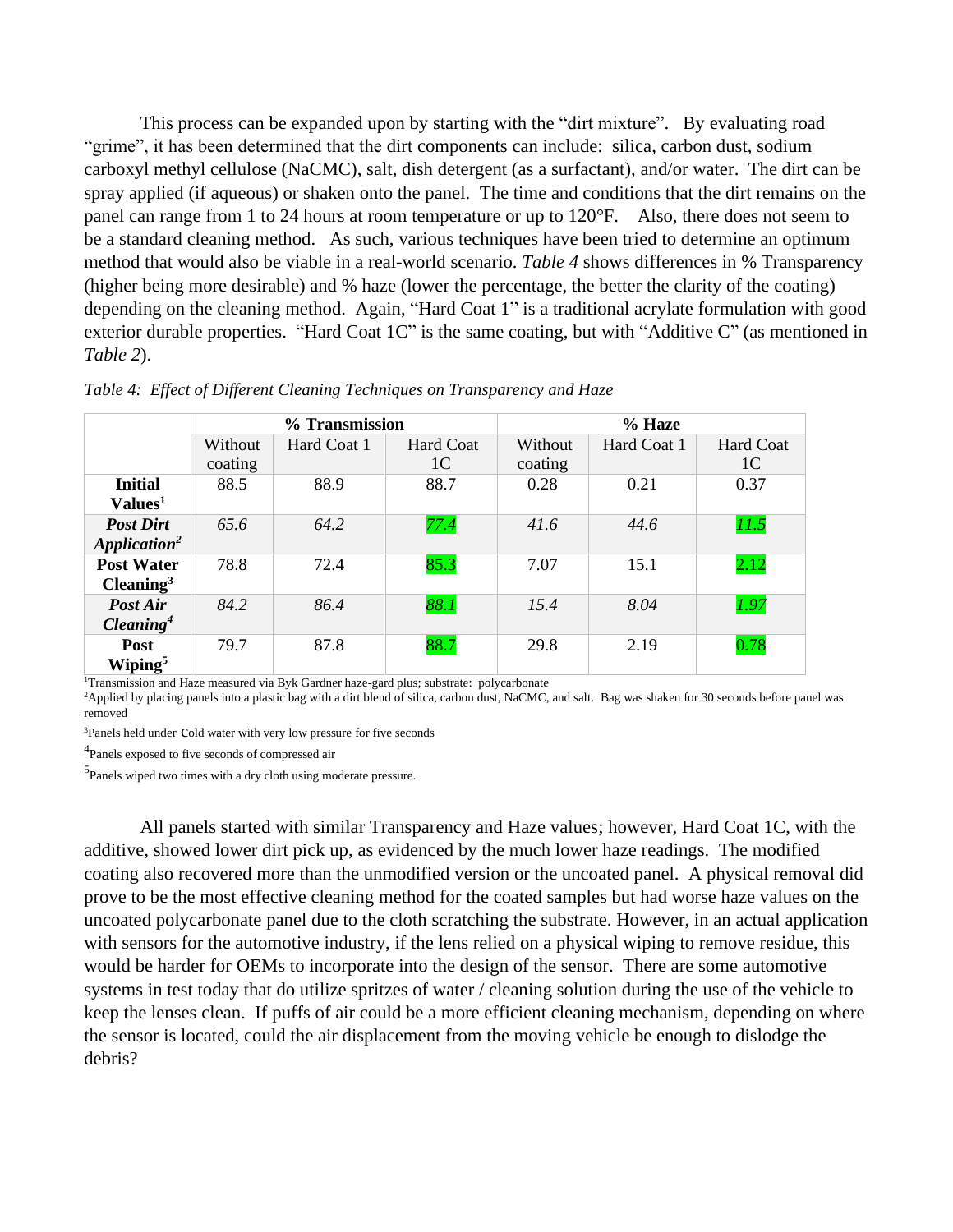This process can be expanded upon by starting with the "dirt mixture". By evaluating road "grime", it has been determined that the dirt components can include: silica, carbon dust, sodium carboxyl methyl cellulose (NaCMC), salt, dish detergent (as a surfactant), and/or water. The dirt can be spray applied (if aqueous) or shaken onto the panel. The time and conditions that the dirt remains on the panel can range from 1 to 24 hours at room temperature or up to 120°F. Also, there does not seem to be a standard cleaning method. As such, various techniques have been tried to determine an optimum method that would also be viable in a real-world scenario. *Table 4* shows differences in % Transparency (higher being more desirable) and % haze (lower the percentage, the better the clarity of the coating) depending on the cleaning method. Again, "Hard Coat 1" is a traditional acrylate formulation with good exterior durable properties. "Hard Coat 1C" is the same coating, but with "Additive C" (as mentioned in *Table 2*).

*Table 4: Effect of Different Cleaning Techniques on Transparency and Haze*

| | **% Transmission** | | | **% Haze** | | |
|---|---|---|---|---|---|---|
| | Without coating | Hard Coat 1 | Hard Coat 1C | Without coating | Hard Coat 1 | Hard Coat 1C |
| **Initial Values[1]** | 88.5 | 88.9 | 88.7 | 0.28 | 0.21 | 0.37 |
| ***Post Dirt Application[2]*** | *65.6* | *64.2* | *77.4* | *41.6* | *44.6* | *11.5* |
| **Post Water Cleaning[3]** | 78.8 | 72.4 | 85.3 | 7.07 | 15.1 | 2.12 |
| ***Post Air Cleaning[4]*** | *84.2* | *86.4* | *88.1* | *15.4* | *8.04* | *1.97* |
| **Post Wiping[5]** | 79.7 | 87.8 | 88.7 | 29.8 | 2.19 | 0.78 |

[1]Transmission and Haze measured via Byk Gardner haze-gard plus; substrate: polycarbonate

[2]Applied by placing panels into a plastic bag with a dirt blend of silica, carbon dust, NaCMC, and salt. Bag was shaken for 30 seconds before panel was removed

[3]Panels held under Cold water with very low pressure for five seconds

[4]Panels exposed to five seconds of compressed air

[5]Panels wiped two times with a dry cloth using moderate pressure.

All panels started with similar Transparency and Haze values; however, Hard Coat 1C, with the additive, showed lower dirt pick up, as evidenced by the much lower haze readings. The modified coating also recovered more than the unmodified version or the uncoated panel. A physical removal did prove to be the most effective cleaning method for the coated samples but had worse haze values on the uncoated polycarbonate panel due to the cloth scratching the substrate. However, in an actual application with sensors for the automotive industry, if the lens relied on a physical wiping to remove residue, this would be harder for OEMs to incorporate into the design of the sensor. There are some automotive systems in test today that do utilize spritzes of water / cleaning solution during the use of the vehicle to keep the lenses clean. If puffs of air could be a more efficient cleaning mechanism, depending on where the sensor is located, could the air displacement from the moving vehicle be enough to dislodge the debris?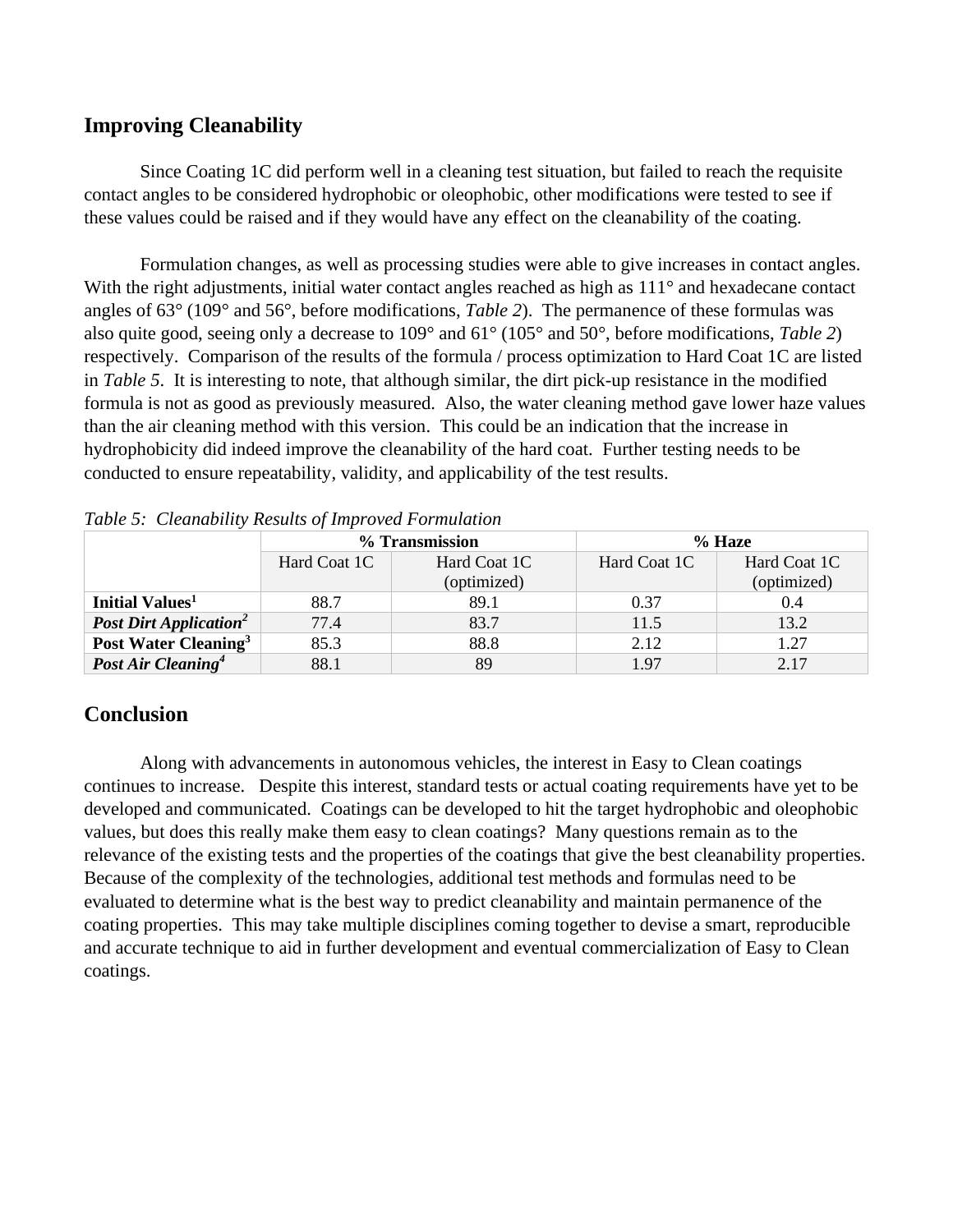## Improving Cleanability

Since Coating 1C did perform well in a cleaning test situation, but failed to reach the requisite contact angles to be considered hydrophobic or oleophobic, other modifications were tested to see if these values could be raised and if they would have any effect on the cleanability of the coating.

Formulation changes, as well as processing studies were able to give increases in contact angles. With the right adjustments, initial water contact angles reached as high as 111° and hexadecane contact angles of 63° (109° and 56°, before modifications, *Table 2*). The permanence of these formulas was also quite good, seeing only a decrease to 109° and 61° (105° and 50°, before modifications, *Table 2*) respectively. Comparison of the results of the formula / process optimization to Hard Coat 1C are listed in *Table 5*. It is interesting to note, that although similar, the dirt pick-up resistance in the modified formula is not as good as previously measured. Also, the water cleaning method gave lower haze values than the air cleaning method with this version. This could be an indication that the increase in hydrophobicity did indeed improve the cleanability of the hard coat. Further testing needs to be conducted to ensure repeatability, validity, and applicability of the test results.

*Table 5: Cleanability Results of Improved Formulation*

| | % Transmission | | % Haze | |
|---|---|---|---|---|
| | Hard Coat 1C | Hard Coat 1C (optimized) | Hard Coat 1C | Hard Coat 1C (optimized) |
| **Initial Values[1]** | 88.7 | 89.1 | 0.37 | 0.4 |
| ***Post Dirt Application[2]*** | 77.4 | 83.7 | 11.5 | 13.2 |
| **Post Water Cleaning[3]** | 85.3 | 88.8 | 2.12 | 1.27 |
| ***Post Air Cleaning[4]*** | 88.1 | 89 | 1.97 | 2.17 |

## Conclusion

Along with advancements in autonomous vehicles, the interest in Easy to Clean coatings continues to increase. Despite this interest, standard tests or actual coating requirements have yet to be developed and communicated. Coatings can be developed to hit the target hydrophobic and oleophobic values, but does this really make them easy to clean coatings? Many questions remain as to the relevance of the existing tests and the properties of the coatings that give the best cleanability properties. Because of the complexity of the technologies, additional test methods and formulas need to be evaluated to determine what is the best way to predict cleanability and maintain permanence of the coating properties. This may take multiple disciplines coming together to devise a smart, reproducible and accurate technique to aid in further development and eventual commercialization of Easy to Clean coatings.